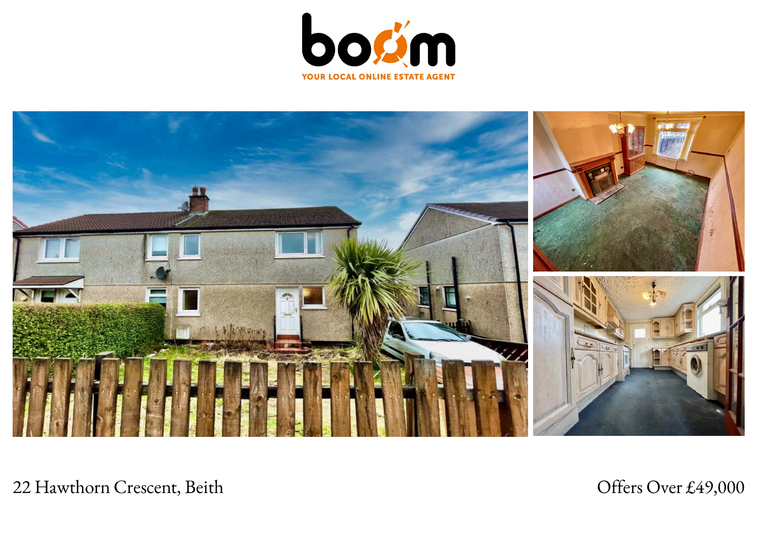boom

YOUR LOCAL ONLINE ESTATE AGENT

22 Hawthorn Crescent, Beith

Offers Over £49,000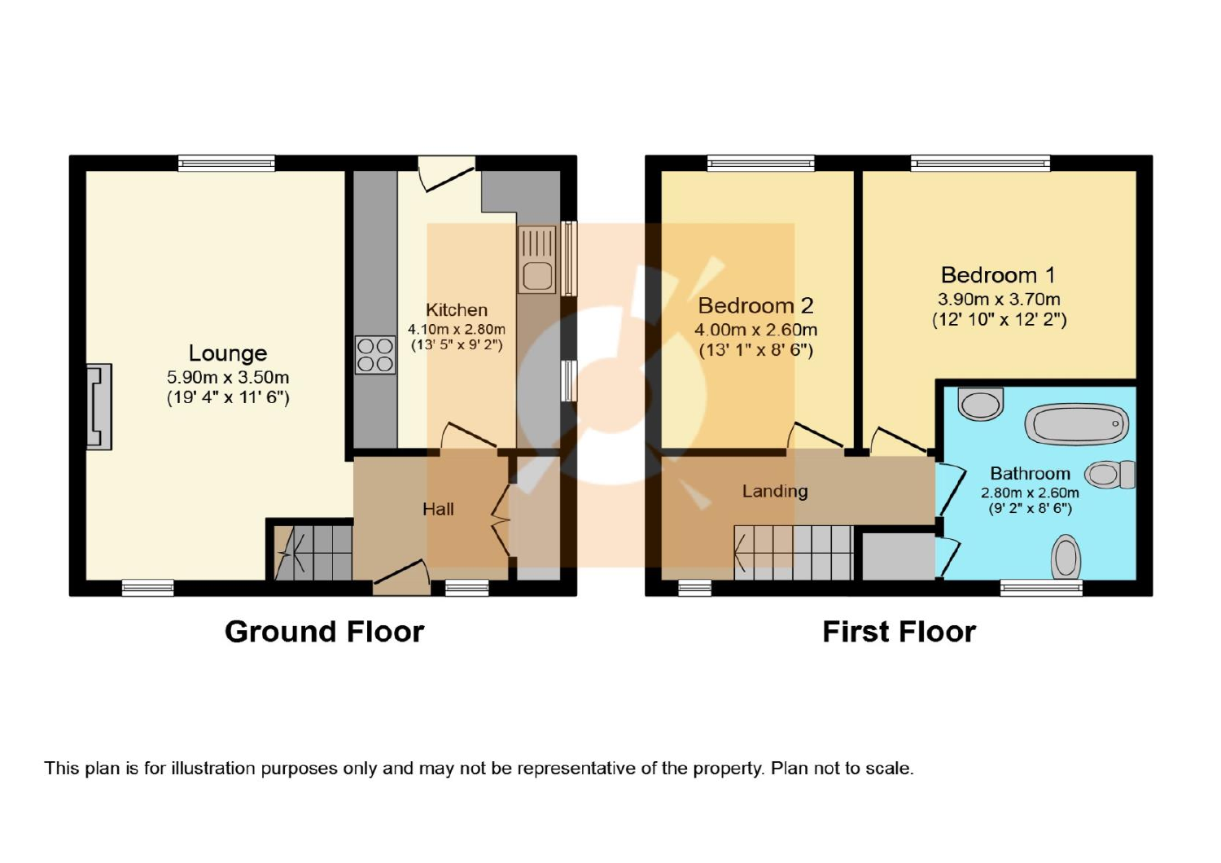## Ground Floor

**Lounge**
5.90m x 3.50m
(19' 4" x 11' 6")

**Kitchen**
4.10m x 2.80m
(13' 5" x 9' 2")

**Hall**

## First Floor

**Bedroom 1**
3.90m x 3.70m
(12' 10" x 12' 2")

**Bedroom 2**
4.00m x 2.60m
(13' 1" x 8' 6")

**Bathroom**
2.80m x 2.60m
(9' 2" x 8' 6")

**Landing**

This plan is for illustration purposes only and may not be representative of the property. Plan not to scale.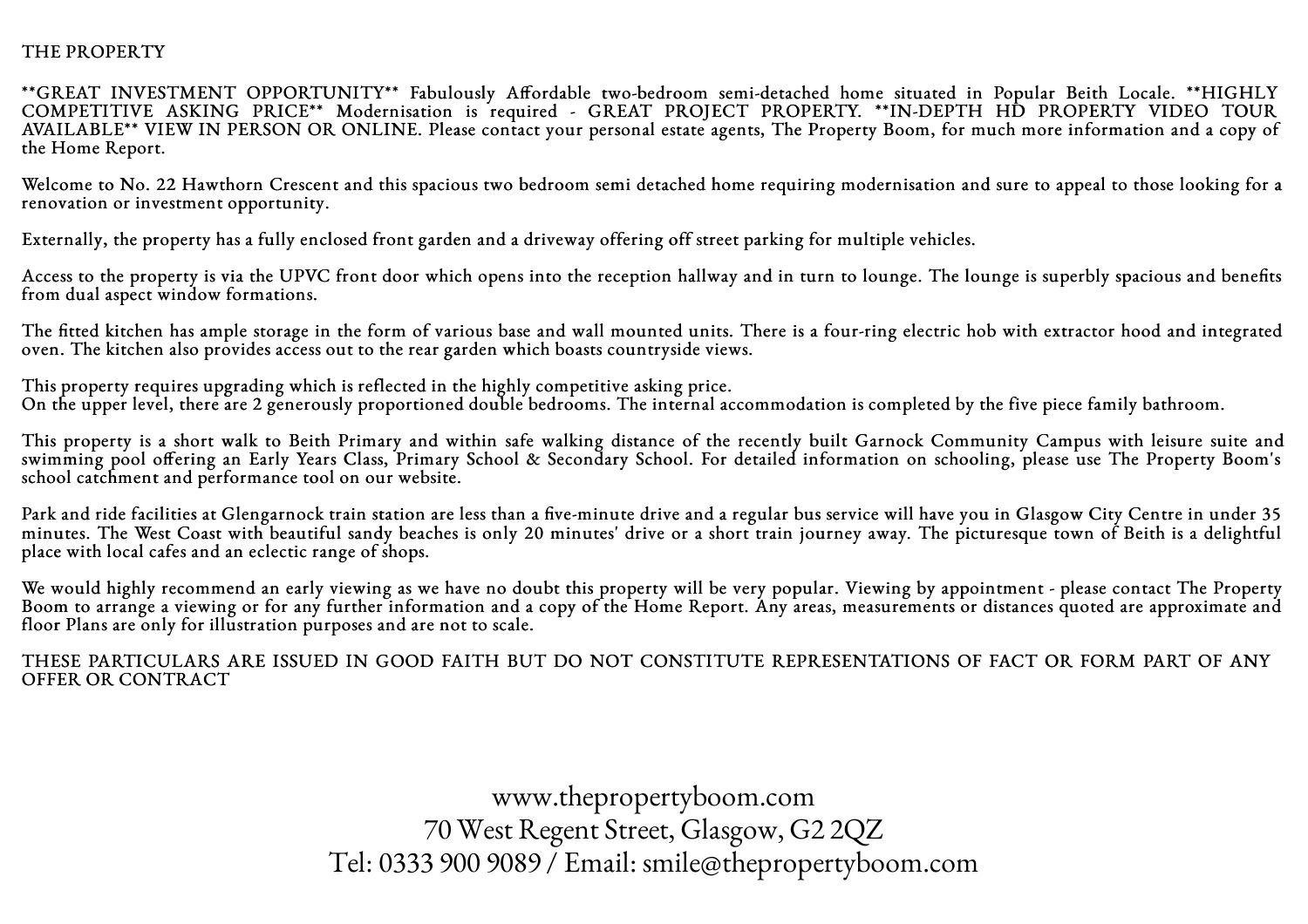## THE PROPERTY

**GREAT INVESTMENT OPPORTUNITY** Fabulously Affordable two-bedroom semi-detached home situated in Popular Beith Locale. **HIGHLY COMPETITIVE ASKING PRICE** Modernisation is required - GREAT PROJECT PROPERTY. **IN-DEPTH HD PROPERTY VIDEO TOUR AVAILABLE** VIEW IN PERSON OR ONLINE. Please contact your personal estate agents, The Property Boom, for much more information and a copy of the Home Report.

Welcome to No. 22 Hawthorn Crescent and this spacious two bedroom semi detached home requiring modernisation and sure to appeal to those looking for a renovation or investment opportunity.

Externally, the property has a fully enclosed front garden and a driveway offering off street parking for multiple vehicles.

Access to the property is via the UPVC front door which opens into the reception hallway and in turn to lounge. The lounge is superbly spacious and benefits from dual aspect window formations.

The fitted kitchen has ample storage in the form of various base and wall mounted units. There is a four-ring electric hob with extractor hood and integrated oven. The kitchen also provides access out to the rear garden which boasts countryside views.

This property requires upgrading which is reflected in the highly competitive asking price.
On the upper level, there are 2 generously proportioned double bedrooms. The internal accommodation is completed by the five piece family bathroom.

This property is a short walk to Beith Primary and within safe walking distance of the recently built Garnock Community Campus with leisure suite and swimming pool offering an Early Years Class, Primary School & Secondary School. For detailed information on schooling, please use The Property Boom's school catchment and performance tool on our website.

Park and ride facilities at Glengarnock train station are less than a five-minute drive and a regular bus service will have you in Glasgow City Centre in under 35 minutes. The West Coast with beautiful sandy beaches is only 20 minutes' drive or a short train journey away. The picturesque town of Beith is a delightful place with local cafes and an eclectic range of shops.

We would highly recommend an early viewing as we have no doubt this property will be very popular. Viewing by appointment - please contact The Property Boom to arrange a viewing or for any further information and a copy of the Home Report. Any areas, measurements or distances quoted are approximate and floor Plans are only for illustration purposes and are not to scale.

THESE PARTICULARS ARE ISSUED IN GOOD FAITH BUT DO NOT CONSTITUTE REPRESENTATIONS OF FACT OR FORM PART OF ANY OFFER OR CONTRACT

www.thepropertyboom.com
70 West Regent Street, Glasgow, G2 2QZ
Tel: 0333 900 9089 / Email: smile@thepropertyboom.com